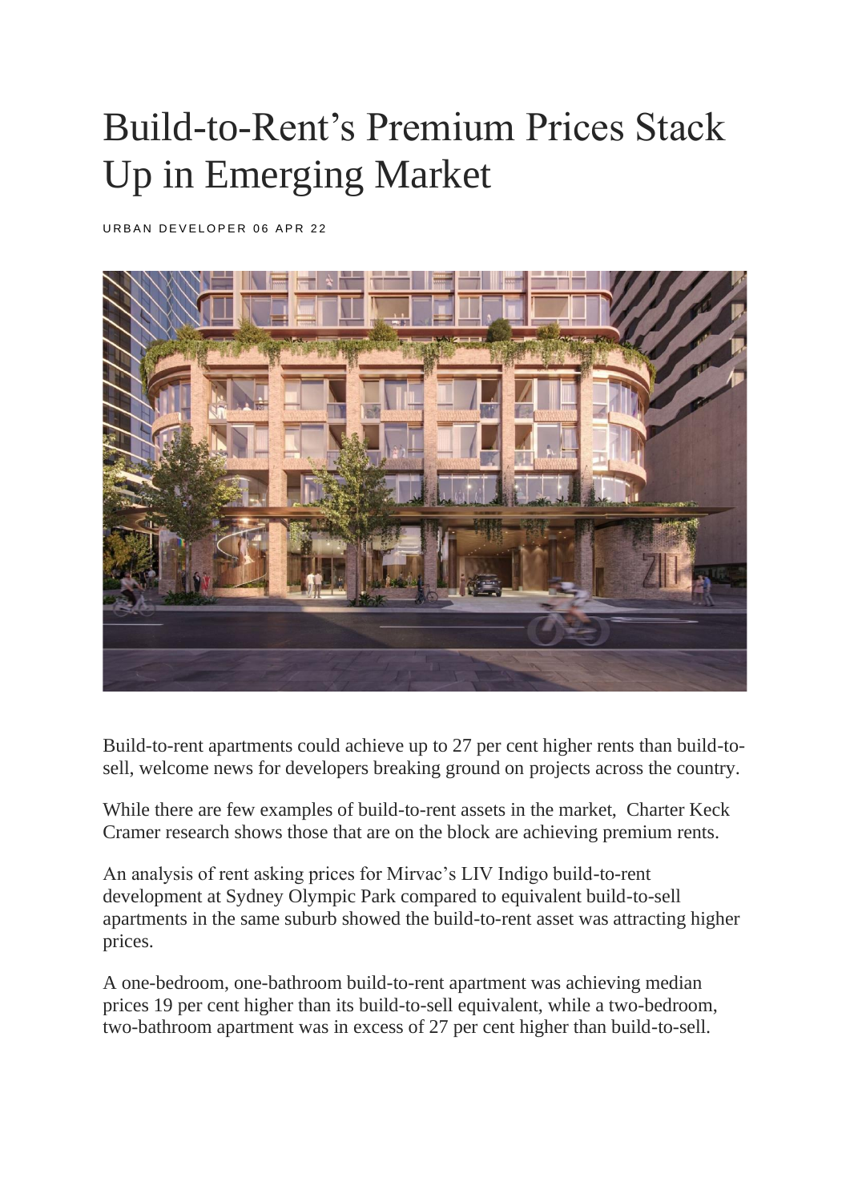# Build-to-Rent's Premium Prices Stack Up in Emerging Market

URBAN DEVELOPER 06 APR 22

Build-to-rent apartments could achieve up to 27 per cent higher rents than build-to-sell, welcome news for developers breaking ground on projects across the country.

While there are few examples of build-to-rent assets in the market, Charter Keck Cramer research shows those that are on the block are achieving premium rents.

An analysis of rent asking prices for Mirvac's LIV Indigo build-to-rent development at Sydney Olympic Park compared to equivalent build-to-sell apartments in the same suburb showed the build-to-rent asset was attracting higher prices.

A one-bedroom, one-bathroom build-to-rent apartment was achieving median prices 19 per cent higher than its build-to-sell equivalent, while a two-bedroom, two-bathroom apartment was in excess of 27 per cent higher than build-to-sell.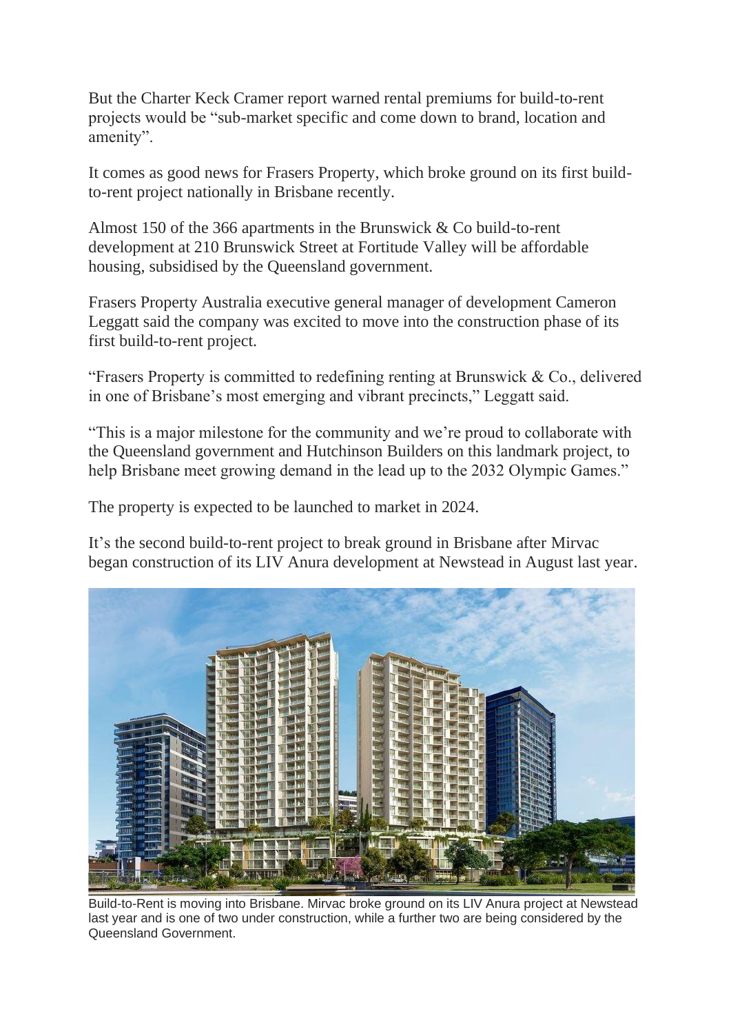But the Charter Keck Cramer report warned rental premiums for build-to-rent projects would be "sub-market specific and come down to brand, location and amenity".

It comes as good news for Frasers Property, which broke ground on its first build-to-rent project nationally in Brisbane recently.

Almost 150 of the 366 apartments in the Brunswick & Co build-to-rent development at 210 Brunswick Street at Fortitude Valley will be affordable housing, subsidised by the Queensland government.

Frasers Property Australia executive general manager of development Cameron Leggatt said the company was excited to move into the construction phase of its first build-to-rent project.

"Frasers Property is committed to redefining renting at Brunswick & Co., delivered in one of Brisbane's most emerging and vibrant precincts," Leggatt said.

"This is a major milestone for the community and we're proud to collaborate with the Queensland government and Hutchinson Builders on this landmark project, to help Brisbane meet growing demand in the lead up to the 2032 Olympic Games."

The property is expected to be launched to market in 2024.

It's the second build-to-rent project to break ground in Brisbane after Mirvac began construction of its LIV Anura development at Newstead in August last year.

Build-to-Rent is moving into Brisbane. Mirvac broke ground on its LIV Anura project at Newstead last year and is one of two under construction, while a further two are being considered by the Queensland Government.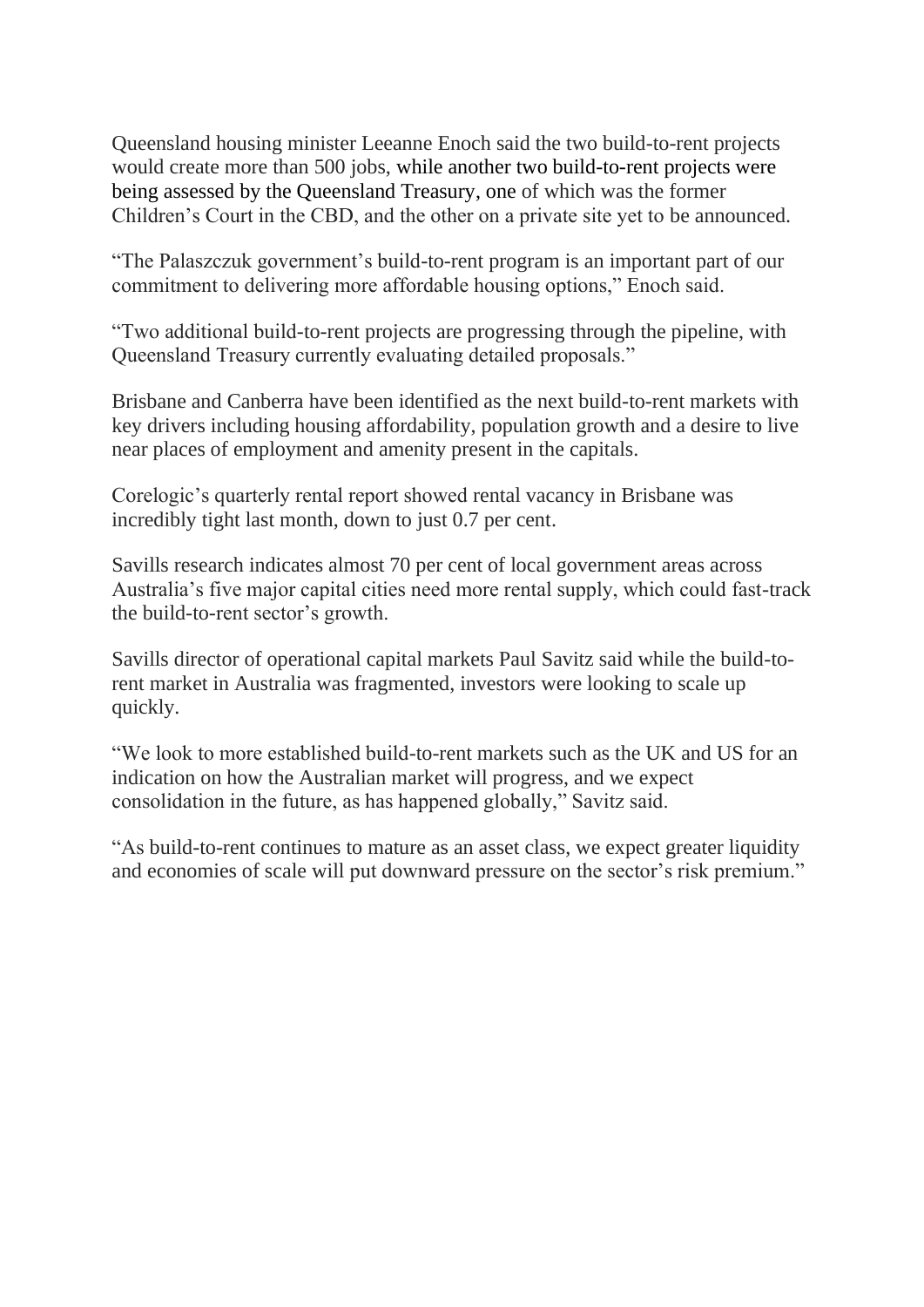Queensland housing minister Leeanne Enoch said the two build-to-rent projects would create more than 500 jobs, while another two build-to-rent projects were being assessed by the Queensland Treasury, one of which was the former Children's Court in the CBD, and the other on a private site yet to be announced.

"The Palaszczuk government's build-to-rent program is an important part of our commitment to delivering more affordable housing options," Enoch said.

"Two additional build-to-rent projects are progressing through the pipeline, with Queensland Treasury currently evaluating detailed proposals."

Brisbane and Canberra have been identified as the next build-to-rent markets with key drivers including housing affordability, population growth and a desire to live near places of employment and amenity present in the capitals.

Corelogic's quarterly rental report showed rental vacancy in Brisbane was incredibly tight last month, down to just 0.7 per cent.

Savills research indicates almost 70 per cent of local government areas across Australia's five major capital cities need more rental supply, which could fast-track the build-to-rent sector's growth.

Savills director of operational capital markets Paul Savitz said while the build-to-rent market in Australia was fragmented, investors were looking to scale up quickly.

"We look to more established build-to-rent markets such as the UK and US for an indication on how the Australian market will progress, and we expect consolidation in the future, as has happened globally," Savitz said.

"As build-to-rent continues to mature as an asset class, we expect greater liquidity and economies of scale will put downward pressure on the sector's risk premium."